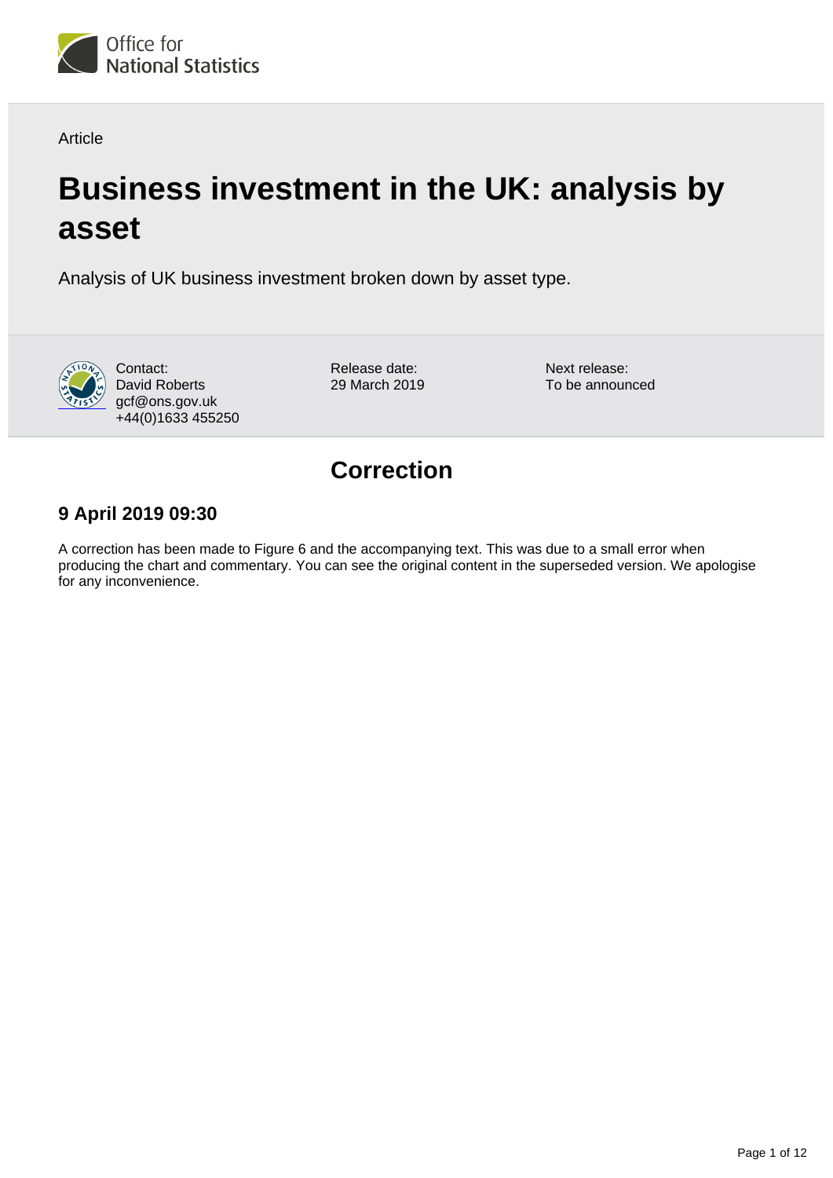Article

# Business investment in the UK: analysis by asset

Analysis of UK business investment broken down by asset type.

Contact:
David Roberts
gcf@ons.gov.uk
+44(0)1633 455250

Release date:
29 March 2019

Next release:
To be announced

## Correction

### 9 April 2019 09:30

A correction has been made to Figure 6 and the accompanying text. This was due to a small error when producing the chart and commentary. You can see the original content in the superseded version. We apologise for any inconvenience.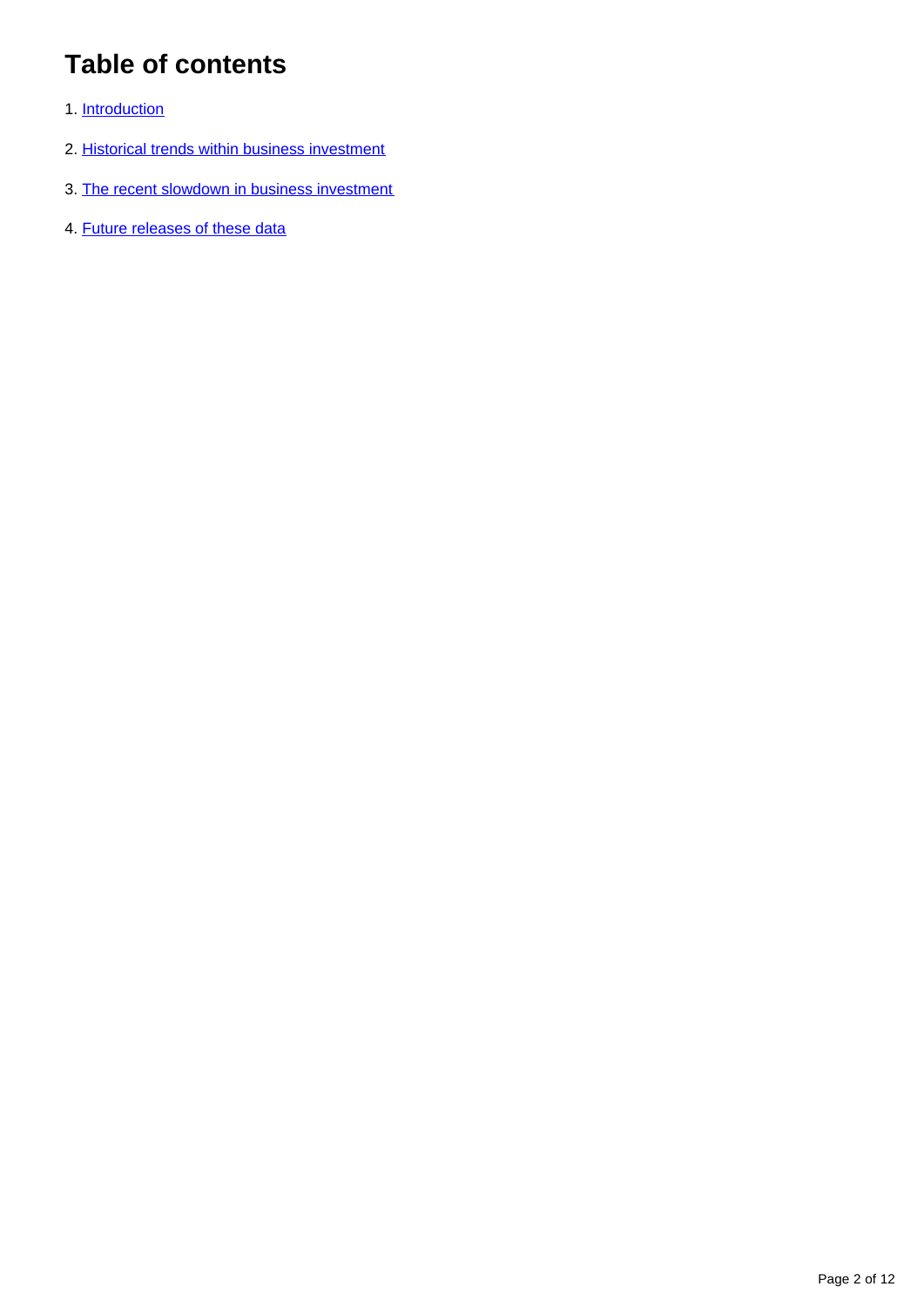# Table of contents

1. Introduction
2. Historical trends within business investment
3. The recent slowdown in business investment
4. Future releases of these data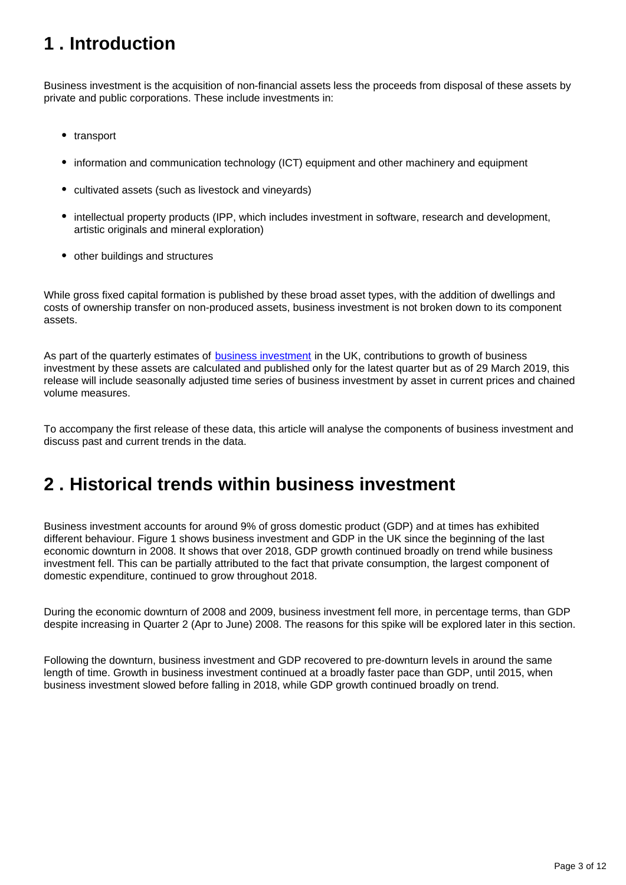## 1 . Introduction

Business investment is the acquisition of non-financial assets less the proceeds from disposal of these assets by private and public corporations. These include investments in:

- transport
- information and communication technology (ICT) equipment and other machinery and equipment
- cultivated assets (such as livestock and vineyards)
- intellectual property products (IPP, which includes investment in software, research and development, artistic originals and mineral exploration)
- other buildings and structures

While gross fixed capital formation is published by these broad asset types, with the addition of dwellings and costs of ownership transfer on non-produced assets, business investment is not broken down to its component assets.

As part of the quarterly estimates of business investment in the UK, contributions to growth of business investment by these assets are calculated and published only for the latest quarter but as of 29 March 2019, this release will include seasonally adjusted time series of business investment by asset in current prices and chained volume measures.

To accompany the first release of these data, this article will analyse the components of business investment and discuss past and current trends in the data.

## 2 . Historical trends within business investment

Business investment accounts for around 9% of gross domestic product (GDP) and at times has exhibited different behaviour. Figure 1 shows business investment and GDP in the UK since the beginning of the last economic downturn in 2008. It shows that over 2018, GDP growth continued broadly on trend while business investment fell. This can be partially attributed to the fact that private consumption, the largest component of domestic expenditure, continued to grow throughout 2018.

During the economic downturn of 2008 and 2009, business investment fell more, in percentage terms, than GDP despite increasing in Quarter 2 (Apr to June) 2008. The reasons for this spike will be explored later in this section.

Following the downturn, business investment and GDP recovered to pre-downturn levels in around the same length of time. Growth in business investment continued at a broadly faster pace than GDP, until 2015, when business investment slowed before falling in 2018, while GDP growth continued broadly on trend.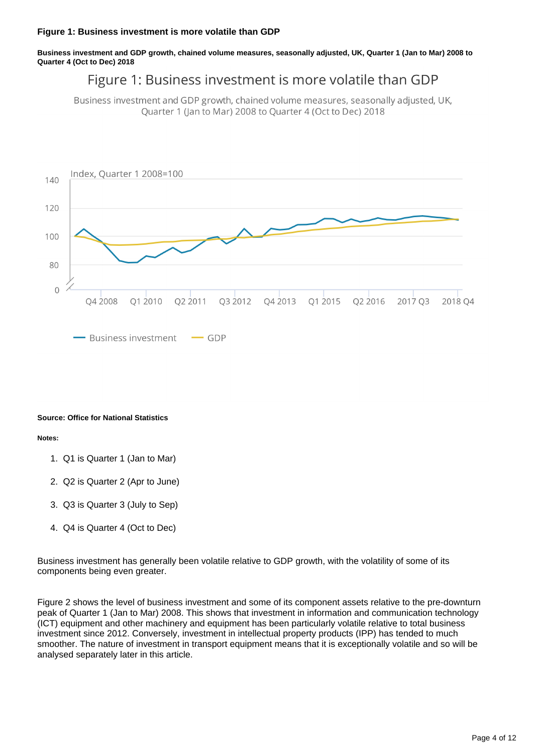### Figure 1: Business investment is more volatile than GDP

**Business investment and GDP growth, chained volume measures, seasonally adjusted, UK, Quarter 1 (Jan to Mar) 2008 to Quarter 4 (Oct to Dec) 2018**

**Source: Office for National Statistics**

**Notes:**

1. Q1 is Quarter 1 (Jan to Mar)
2. Q2 is Quarter 2 (Apr to June)
3. Q3 is Quarter 3 (July to Sep)
4. Q4 is Quarter 4 (Oct to Dec)

Business investment has generally been volatile relative to GDP growth, with the volatility of some of its components being even greater.

Figure 2 shows the level of business investment and some of its component assets relative to the pre-downturn peak of Quarter 1 (Jan to Mar) 2008. This shows that investment in information and communication technology (ICT) equipment and other machinery and equipment has been particularly volatile relative to total business investment since 2012. Conversely, investment in intellectual property products (IPP) has tended to much smoother. The nature of investment in transport equipment means that it is exceptionally volatile and so will be analysed separately later in this article.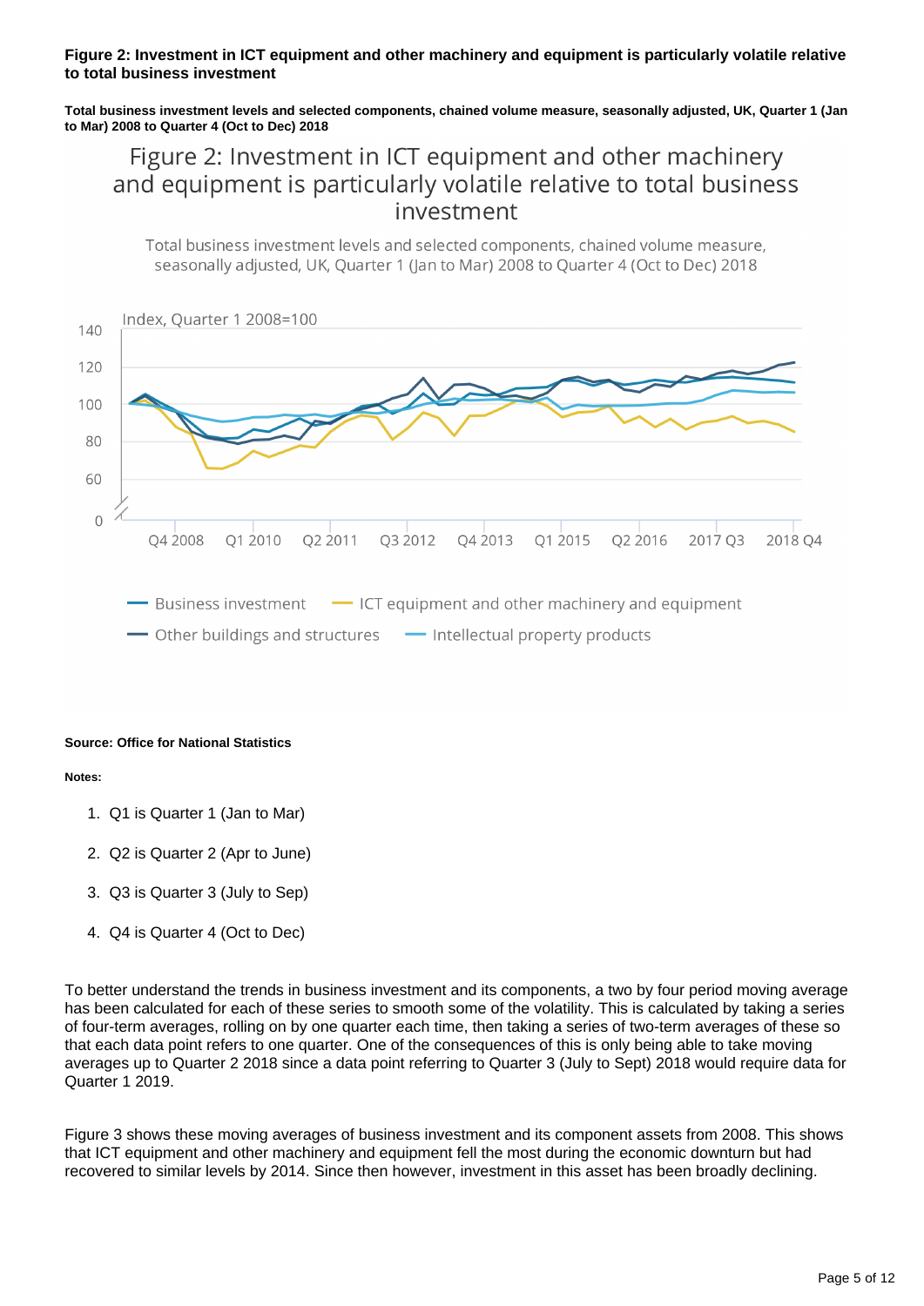**Figure 2: Investment in ICT equipment and other machinery and equipment is particularly volatile relative to total business investment**

**Total business investment levels and selected components, chained volume measure, seasonally adjusted, UK, Quarter 1 (Jan to Mar) 2008 to Quarter 4 (Oct to Dec) 2018**

Figure 2: Investment in ICT equipment and other machinery and equipment is particularly volatile relative to total business investment

Total business investment levels and selected components, chained volume measure, seasonally adjusted, UK, Quarter 1 (Jan to Mar) 2008 to Quarter 4 (Oct to Dec) 2018

Index, Quarter 1 2008=100

Business investment — ICT equipment and other machinery and equipment — Other buildings and structures — Intellectual property products

**Source: Office for National Statistics**

**Notes:**

1. Q1 is Quarter 1 (Jan to Mar)
2. Q2 is Quarter 2 (Apr to June)
3. Q3 is Quarter 3 (July to Sep)
4. Q4 is Quarter 4 (Oct to Dec)

To better understand the trends in business investment and its components, a two by four period moving average has been calculated for each of these series to smooth some of the volatility. This is calculated by taking a series of four-term averages, rolling on by one quarter each time, then taking a series of two-term averages of these so that each data point refers to one quarter. One of the consequences of this is only being able to take moving averages up to Quarter 2 2018 since a data point referring to Quarter 3 (July to Sept) 2018 would require data for Quarter 1 2019.

Figure 3 shows these moving averages of business investment and its component assets from 2008. This shows that ICT equipment and other machinery and equipment fell the most during the economic downturn but had recovered to similar levels by 2014. Since then however, investment in this asset has been broadly declining.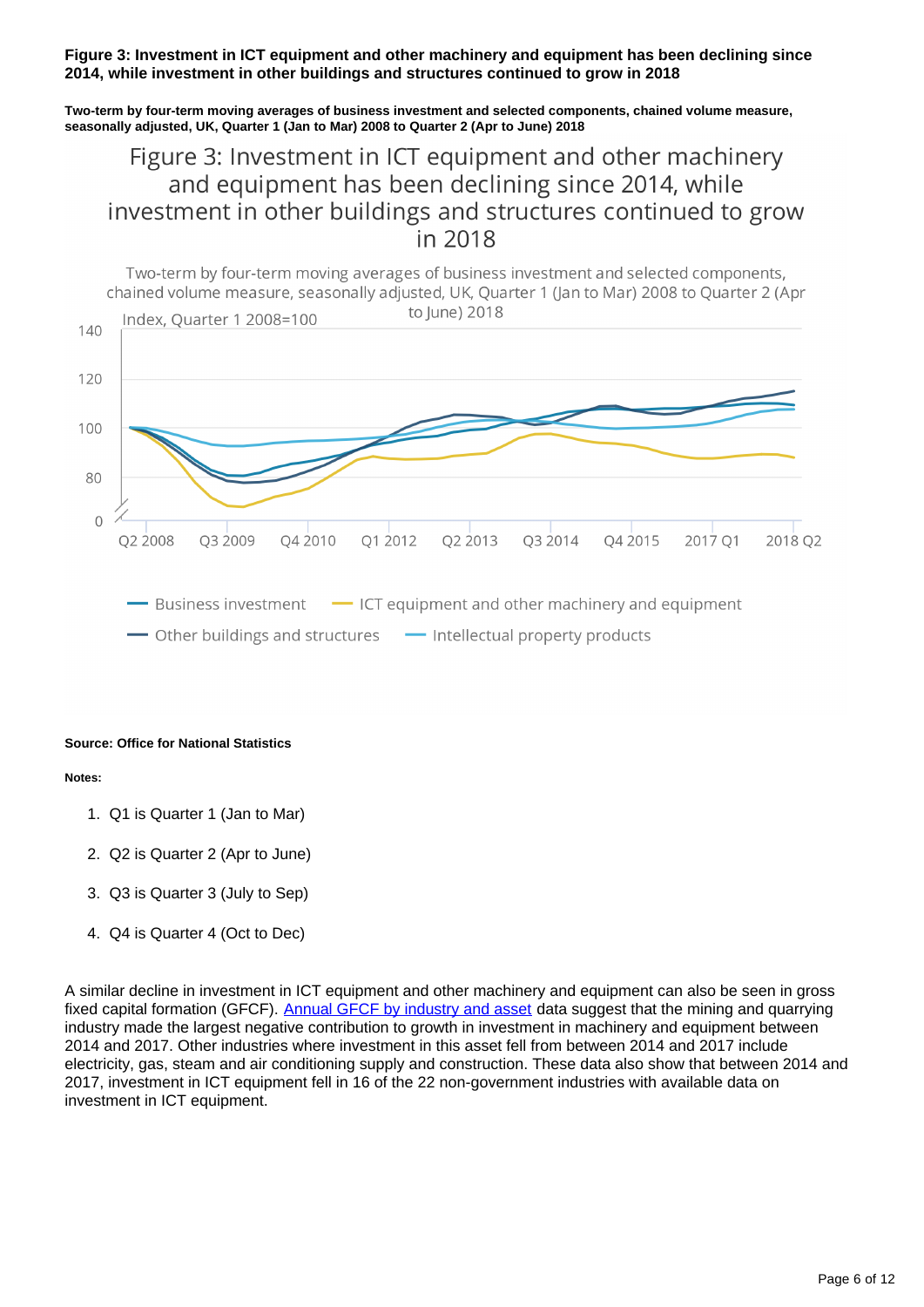**Figure 3: Investment in ICT equipment and other machinery and equipment has been declining since 2014, while investment in other buildings and structures continued to grow in 2018**

**Two-term by four-term moving averages of business investment and selected components, chained volume measure, seasonally adjusted, UK, Quarter 1 (Jan to Mar) 2008 to Quarter 2 (Apr to June) 2018**

**Source: Office for National Statistics**

**Notes:**

1. Q1 is Quarter 1 (Jan to Mar)
2. Q2 is Quarter 2 (Apr to June)
3. Q3 is Quarter 3 (July to Sep)
4. Q4 is Quarter 4 (Oct to Dec)

A similar decline in investment in ICT equipment and other machinery and equipment can also be seen in gross fixed capital formation (GFCF). [Annual GFCF by industry and asset] data suggest that the mining and quarrying industry made the largest negative contribution to growth in investment in machinery and equipment between 2014 and 2017. Other industries where investment in this asset fell from between 2014 and 2017 include electricity, gas, steam and air conditioning supply and construction. These data also show that between 2014 and 2017, investment in ICT equipment fell in 16 of the 22 non-government industries with available data on investment in ICT equipment.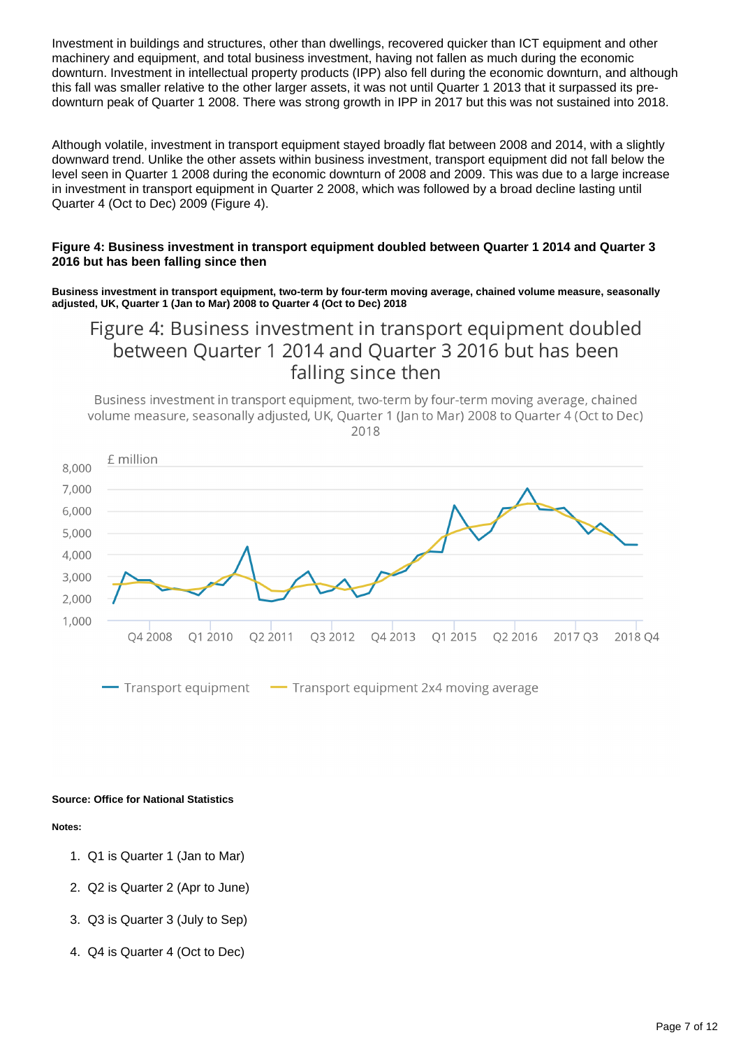Investment in buildings and structures, other than dwellings, recovered quicker than ICT equipment and other machinery and equipment, and total business investment, having not fallen as much during the economic downturn. Investment in intellectual property products (IPP) also fell during the economic downturn, and although this fall was smaller relative to the other larger assets, it was not until Quarter 1 2013 that it surpassed its pre-downturn peak of Quarter 1 2008. There was strong growth in IPP in 2017 but this was not sustained into 2018.

Although volatile, investment in transport equipment stayed broadly flat between 2008 and 2014, with a slightly downward trend. Unlike the other assets within business investment, transport equipment did not fall below the level seen in Quarter 1 2008 during the economic downturn of 2008 and 2009. This was due to a large increase in investment in transport equipment in Quarter 2 2008, which was followed by a broad decline lasting until Quarter 4 (Oct to Dec) 2009 (Figure 4).

#### Figure 4: Business investment in transport equipment doubled between Quarter 1 2014 and Quarter 3 2016 but has been falling since then

**Business investment in transport equipment, two-term by four-term moving average, chained volume measure, seasonally adjusted, UK, Quarter 1 (Jan to Mar) 2008 to Quarter 4 (Oct to Dec) 2018**

Figure 4: Business investment in transport equipment doubled between Quarter 1 2014 and Quarter 3 2016 but has been falling since then

Business investment in transport equipment, two-term by four-term moving average, chained volume measure, seasonally adjusted, UK, Quarter 1 (Jan to Mar) 2008 to Quarter 4 (Oct to Dec) 2018

£ million

Transport equipment — Transport equipment 2x4 moving average

**Source: Office for National Statistics**

**Notes:**

1. Q1 is Quarter 1 (Jan to Mar)
2. Q2 is Quarter 2 (Apr to June)
3. Q3 is Quarter 3 (July to Sep)
4. Q4 is Quarter 4 (Oct to Dec)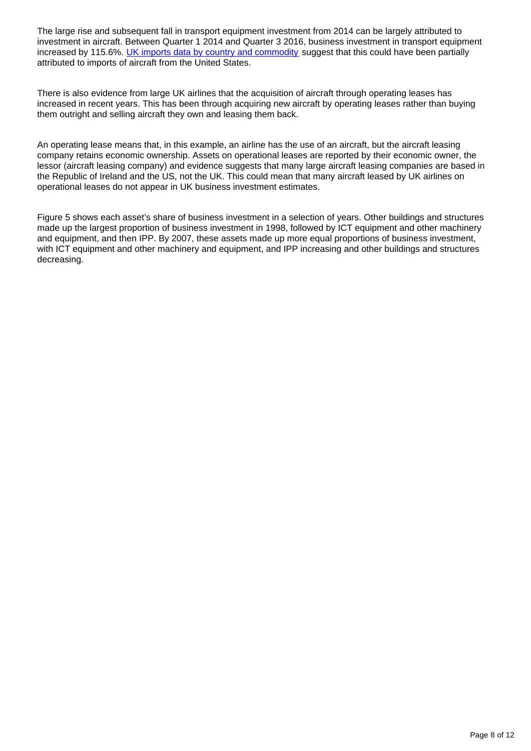The large rise and subsequent fall in transport equipment investment from 2014 can be largely attributed to investment in aircraft. Between Quarter 1 2014 and Quarter 3 2016, business investment in transport equipment increased by 115.6%. [UK imports data by country and commodity] suggest that this could have been partially attributed to imports of aircraft from the United States.

There is also evidence from large UK airlines that the acquisition of aircraft through operating leases has increased in recent years. This has been through acquiring new aircraft by operating leases rather than buying them outright and selling aircraft they own and leasing them back.

An operating lease means that, in this example, an airline has the use of an aircraft, but the aircraft leasing company retains economic ownership. Assets on operational leases are reported by their economic owner, the lessor (aircraft leasing company) and evidence suggests that many large aircraft leasing companies are based in the Republic of Ireland and the US, not the UK. This could mean that many aircraft leased by UK airlines on operational leases do not appear in UK business investment estimates.

Figure 5 shows each asset's share of business investment in a selection of years. Other buildings and structures made up the largest proportion of business investment in 1998, followed by ICT equipment and other machinery and equipment, and then IPP. By 2007, these assets made up more equal proportions of business investment, with ICT equipment and other machinery and equipment, and IPP increasing and other buildings and structures decreasing.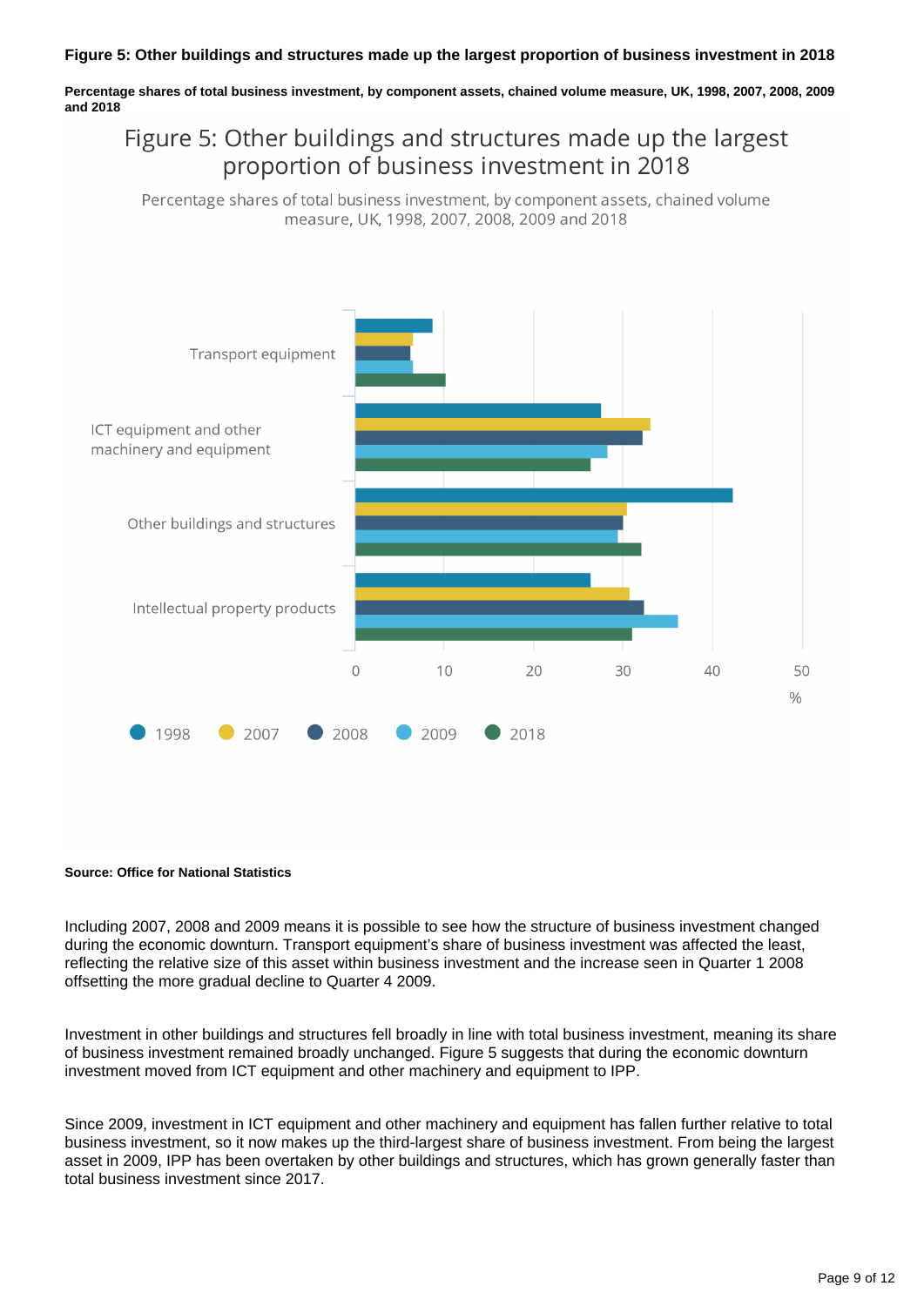**Figure 5: Other buildings and structures made up the largest proportion of business investment in 2018**

**Percentage shares of total business investment, by component assets, chained volume measure, UK, 1998, 2007, 2008, 2009 and 2018**

**Source: Office for National Statistics**

Including 2007, 2008 and 2009 means it is possible to see how the structure of business investment changed during the economic downturn. Transport equipment's share of business investment was affected the least, reflecting the relative size of this asset within business investment and the increase seen in Quarter 1 2008 offsetting the more gradual decline to Quarter 4 2009.

Investment in other buildings and structures fell broadly in line with total business investment, meaning its share of business investment remained broadly unchanged. Figure 5 suggests that during the economic downturn investment moved from ICT equipment and other machinery and equipment to IPP.

Since 2009, investment in ICT equipment and other machinery and equipment has fallen further relative to total business investment, so it now makes up the third-largest share of business investment. From being the largest asset in 2009, IPP has been overtaken by other buildings and structures, which has grown generally faster than total business investment since 2017.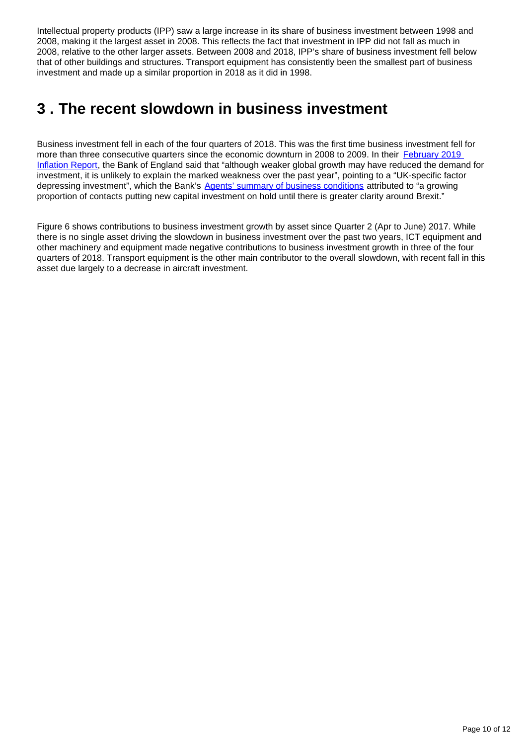Intellectual property products (IPP) saw a large increase in its share of business investment between 1998 and 2008, making it the largest asset in 2008. This reflects the fact that investment in IPP did not fall as much in 2008, relative to the other larger assets. Between 2008 and 2018, IPP's share of business investment fell below that of other buildings and structures. Transport equipment has consistently been the smallest part of business investment and made up a similar proportion in 2018 as it did in 1998.

## 3 . The recent slowdown in business investment

Business investment fell in each of the four quarters of 2018. This was the first time business investment fell for more than three consecutive quarters since the economic downturn in 2008 to 2009. In their [February 2019 Inflation Report](), the Bank of England said that "although weaker global growth may have reduced the demand for investment, it is unlikely to explain the marked weakness over the past year", pointing to a "UK-specific factor depressing investment", which the Bank's [Agents' summary of business conditions]() attributed to "a growing proportion of contacts putting new capital investment on hold until there is greater clarity around Brexit."

Figure 6 shows contributions to business investment growth by asset since Quarter 2 (Apr to June) 2017. While there is no single asset driving the slowdown in business investment over the past two years, ICT equipment and other machinery and equipment made negative contributions to business investment growth in three of the four quarters of 2018. Transport equipment is the other main contributor to the overall slowdown, with recent fall in this asset due largely to a decrease in aircraft investment.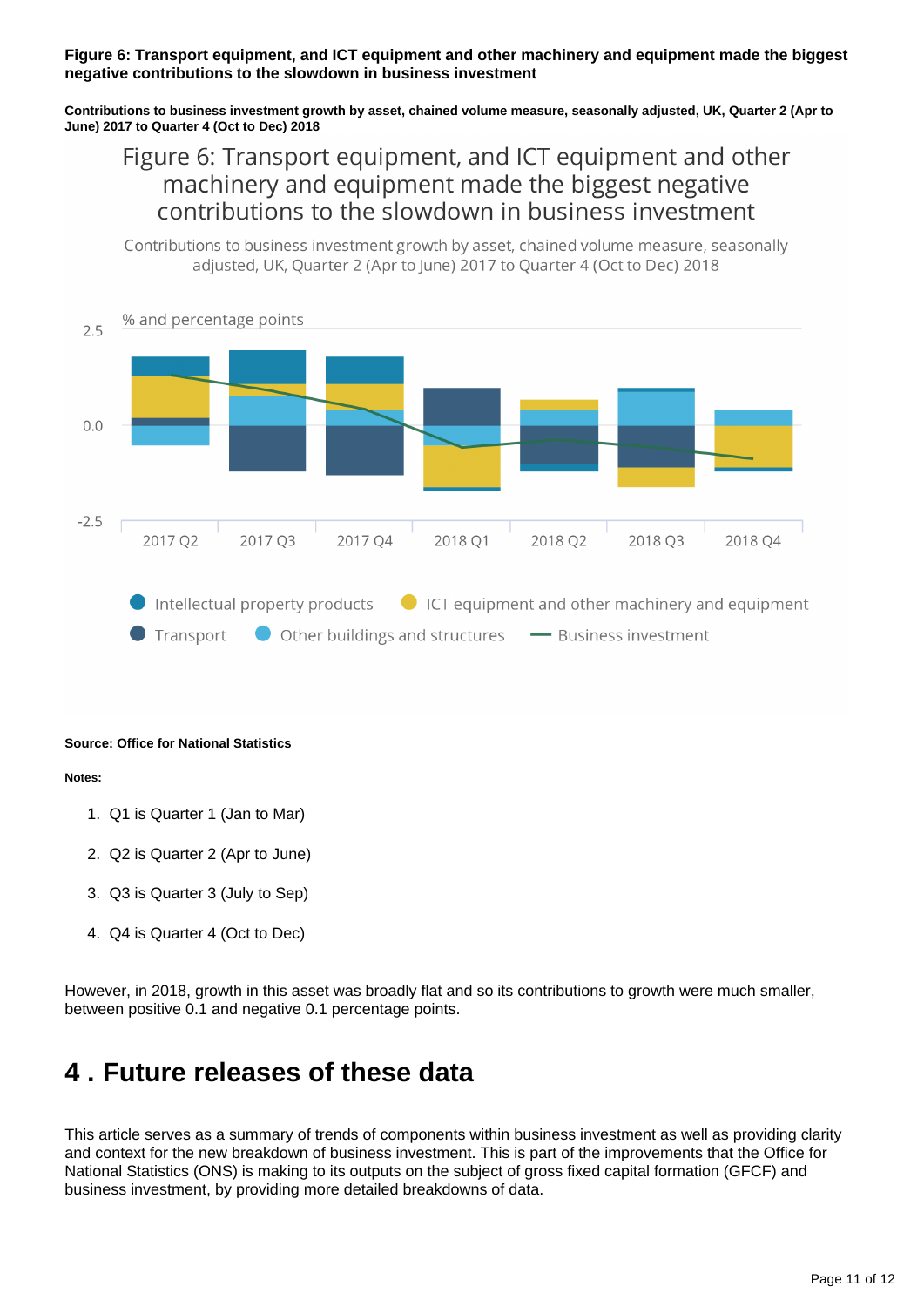**Figure 6: Transport equipment, and ICT equipment and other machinery and equipment made the biggest negative contributions to the slowdown in business investment**

**Contributions to business investment growth by asset, chained volume measure, seasonally adjusted, UK, Quarter 2 (Apr to June) 2017 to Quarter 4 (Oct to Dec) 2018**

**Source: Office for National Statistics**

**Notes:**

1. Q1 is Quarter 1 (Jan to Mar)
2. Q2 is Quarter 2 (Apr to June)
3. Q3 is Quarter 3 (July to Sep)
4. Q4 is Quarter 4 (Oct to Dec)

However, in 2018, growth in this asset was broadly flat and so its contributions to growth were much smaller, between positive 0.1 and negative 0.1 percentage points.

## 4 . Future releases of these data

This article serves as a summary of trends of components within business investment as well as providing clarity and context for the new breakdown of business investment. This is part of the improvements that the Office for National Statistics (ONS) is making to its outputs on the subject of gross fixed capital formation (GFCF) and business investment, by providing more detailed breakdowns of data.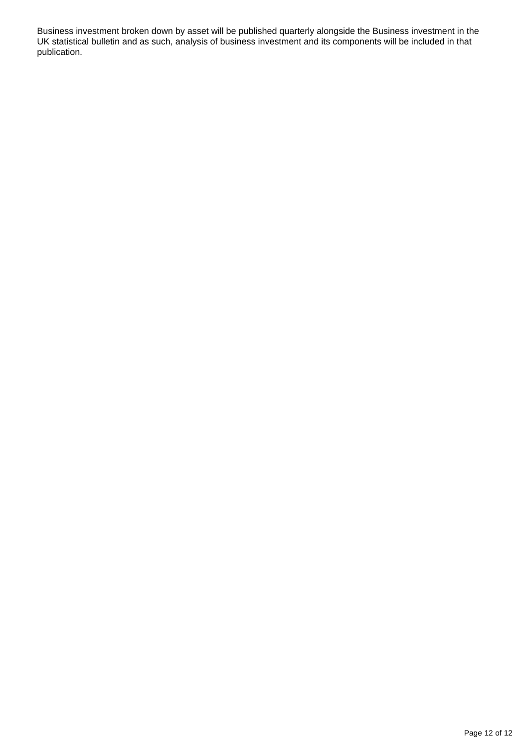Business investment broken down by asset will be published quarterly alongside the Business investment in the UK statistical bulletin and as such, analysis of business investment and its components will be included in that publication.